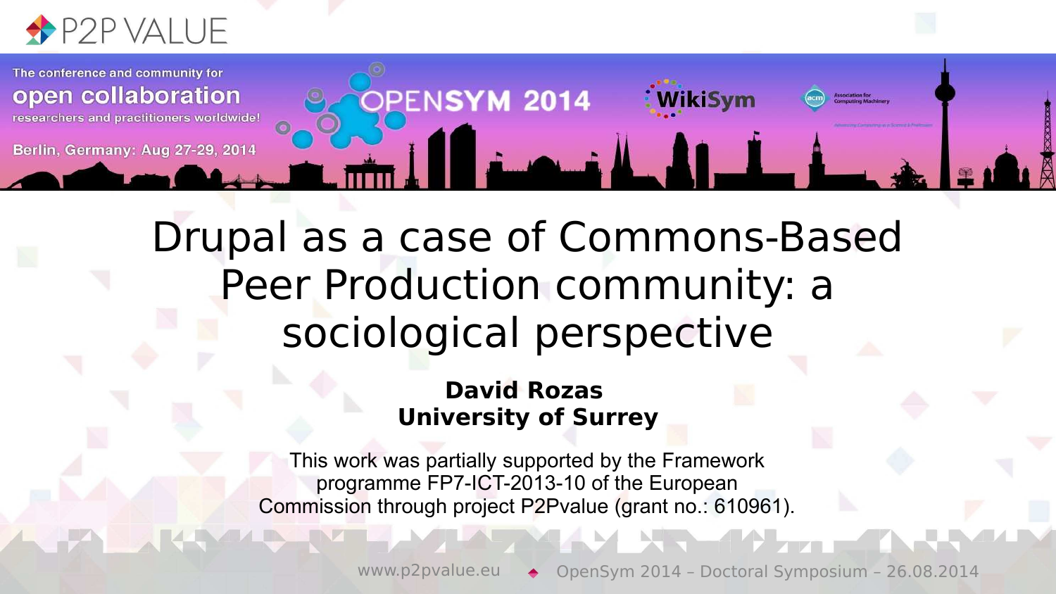# Drupal as a case of Commons-Based Peer Production community: a sociological perspective

**David Rozas**
**University of Surrey**

This work was partially supported by the Framework programme FP7-ICT-2013-10 of the European Commission through project P2Pvalue (grant no.: 610961).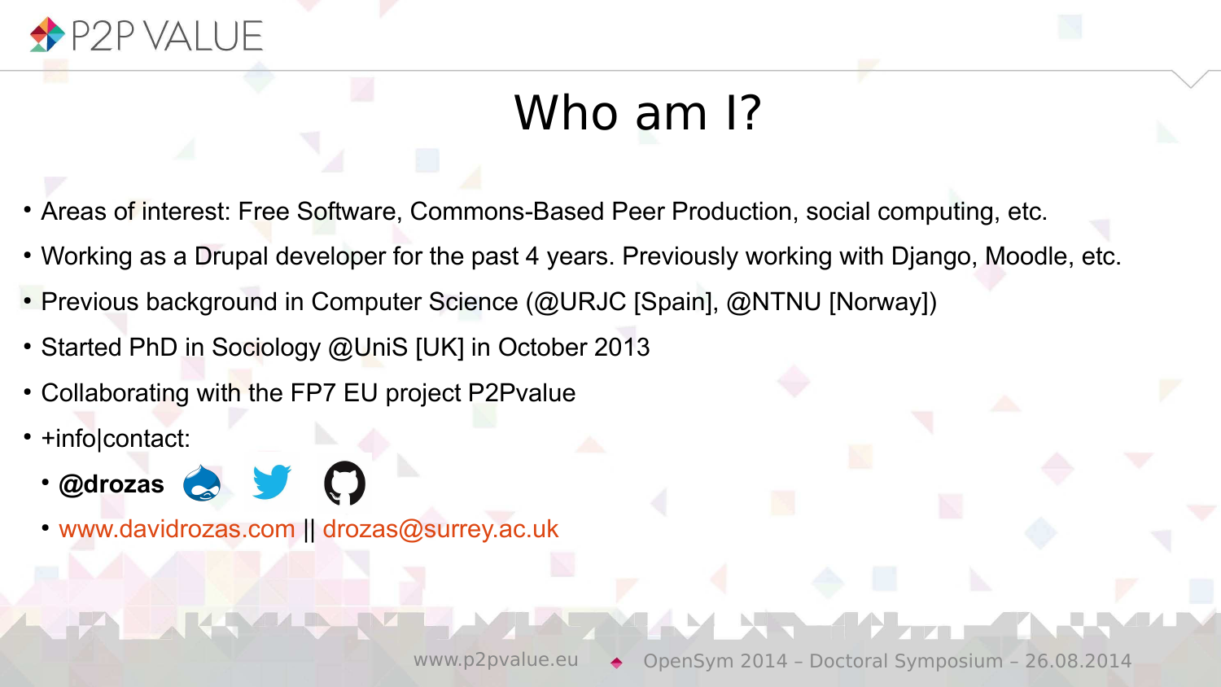# Who am I?

- Areas of interest: Free Software, Commons-Based Peer Production, social computing, etc.
- Working as a Drupal developer for the past 4 years. Previously working with Django, Moodle, etc.
- Previous background in Computer Science (@URJC [Spain], @NTNU [Norway])
- Started PhD in Sociology @UniS [UK] in October 2013
- Collaborating with the FP7 EU project P2Pvalue
- +info|contact:
  - **@drozas**
  - www.davidrozas.com || drozas@surrey.ac.uk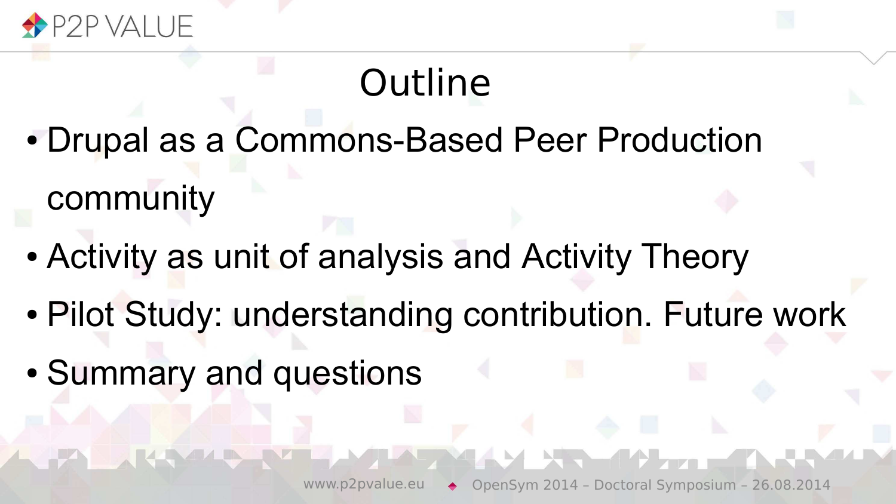# Outline

- Drupal as a Commons-Based Peer Production community
- Activity as unit of analysis and Activity Theory
- Pilot Study: understanding contribution. Future work
- Summary and questions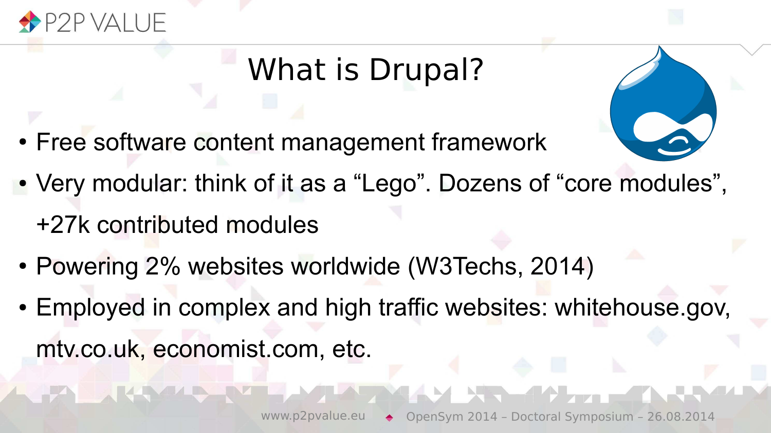# What is Drupal?

- Free software content management framework
- Very modular: think of it as a “Lego”. Dozens of “core modules”, +27k contributed modules
- Powering 2% websites worldwide (W3Techs, 2014)
- Employed in complex and high traffic websites: whitehouse.gov, mtv.co.uk, economist.com, etc.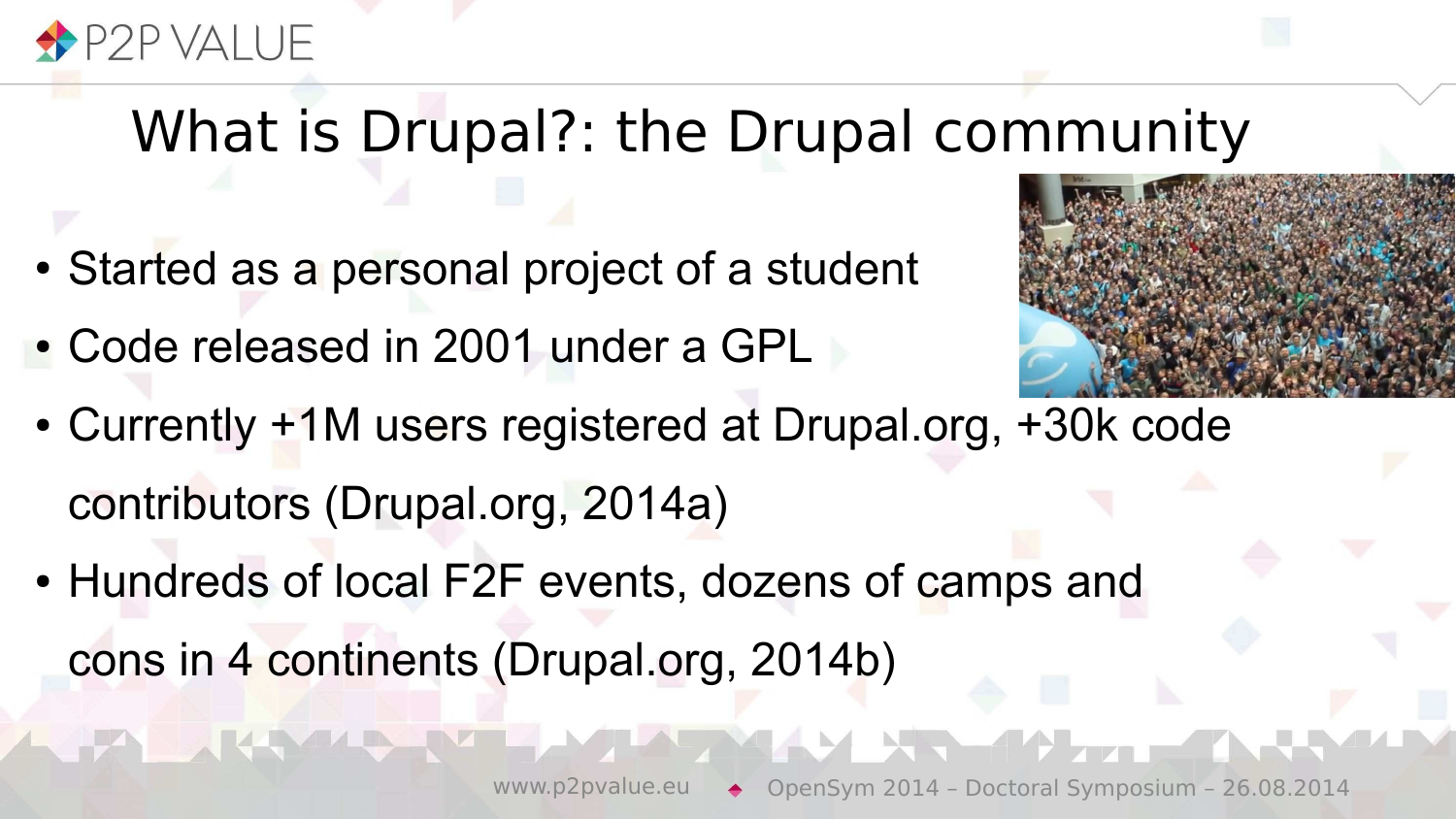# What is Drupal?: the Drupal community

- Started as a personal project of a student
- Code released in 2001 under a GPL
- Currently +1M users registered at Drupal.org, +30k code contributors (Drupal.org, 2014a)
- Hundreds of local F2F events, dozens of camps and cons in 4 continents (Drupal.org, 2014b)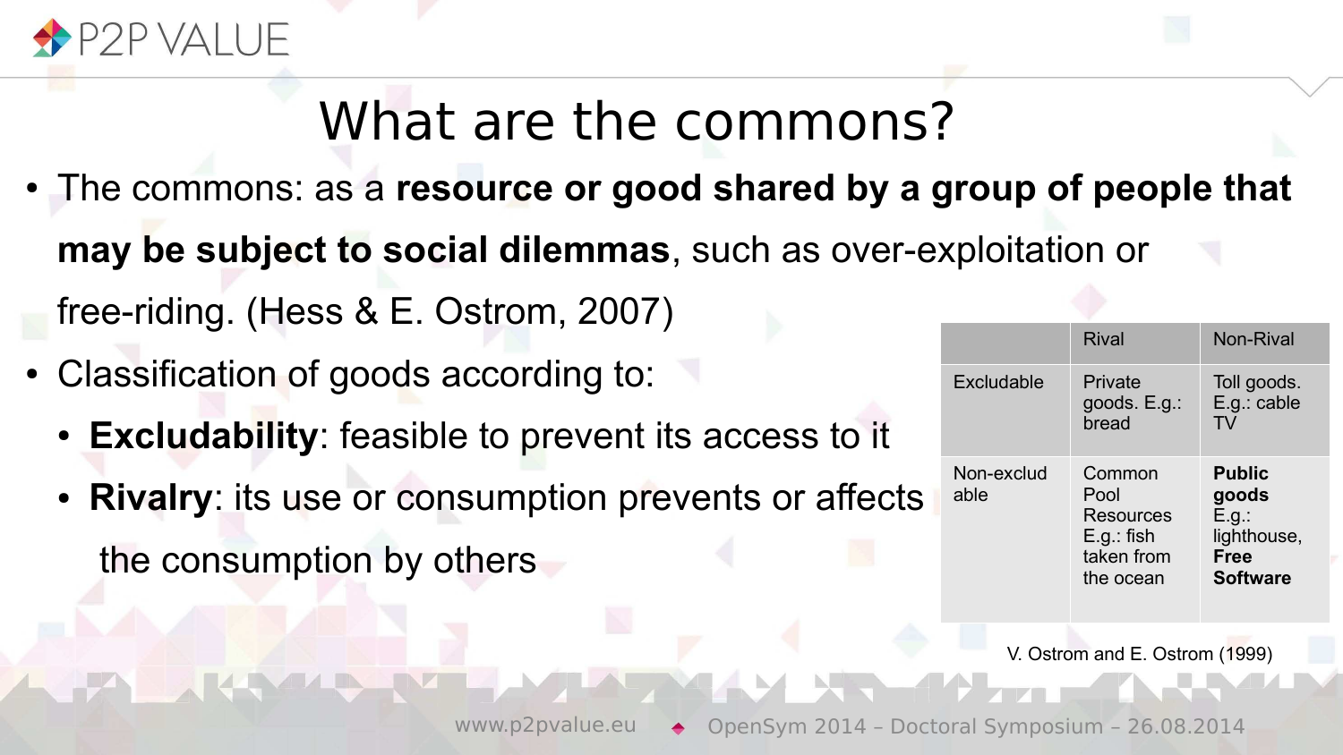# What are the commons?

- The commons: as a **resource or good shared by a group of people that may be subject to social dilemmas**, such as over-exploitation or free-riding. (Hess & E. Ostrom, 2007)
- Classification of goods according to:
  - **Excludability**: feasible to prevent its access to it
  - **Rivalry**: its use or consumption prevents or affects the consumption by others

| | Rival | Non-Rival |
|---|---|---|
| Excludable | Private goods. E.g.: bread | Toll goods. E.g.: cable TV |
| Non-excludable | Common Pool Resources E.g.: fish taken from the ocean | **Public goods** E.g.: lighthouse, **Free Software** |

V. Ostrom and E. Ostrom (1999)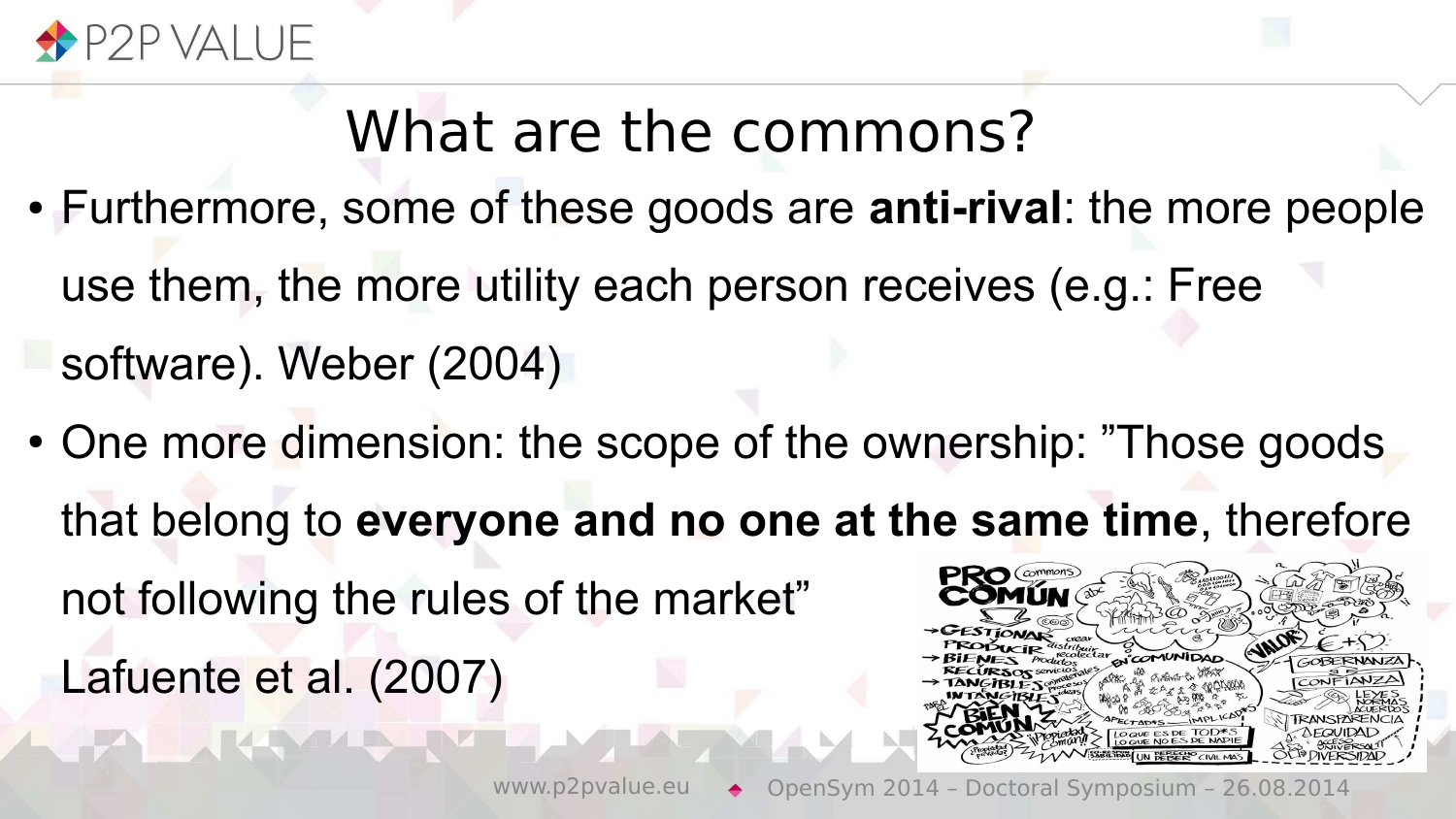# What are the commons?

- Furthermore, some of these goods are **anti-rival**: the more people use them, the more utility each person receives (e.g.: Free software). Weber (2004)
- One more dimension: the scope of the ownership: ”Those goods that belong to **everyone and no one at the same time**, therefore not following the rules of the market” Lafuente et al. (2007)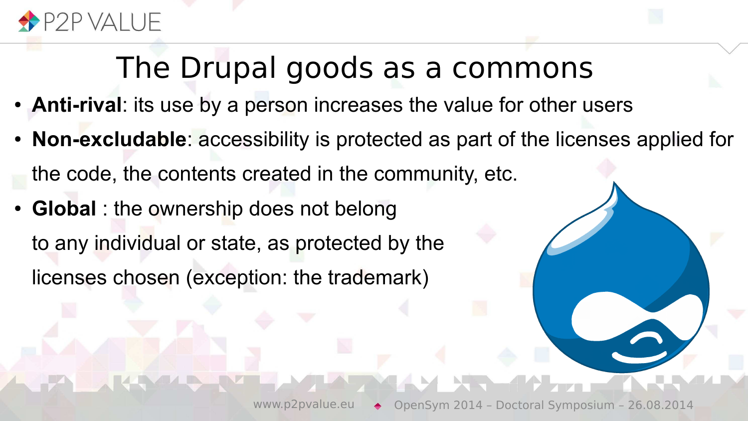# The Drupal goods as a commons

- **Anti-rival**: its use by a person increases the value for other users
- **Non-excludable**: accessibility is protected as part of the licenses applied for the code, the contents created in the community, etc.
- **Global** : the ownership does not belong to any individual or state, as protected by the licenses chosen (exception: the trademark)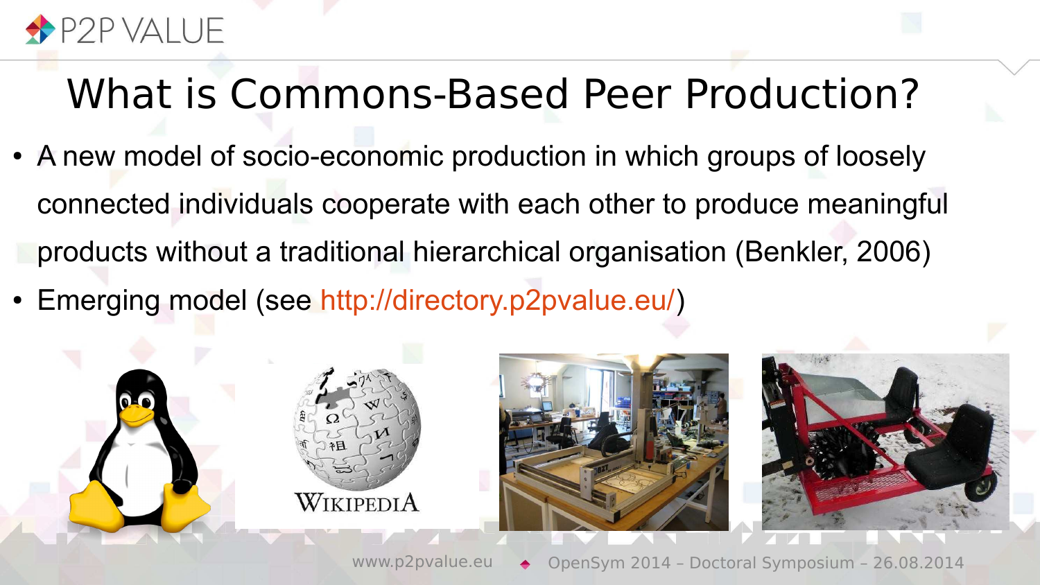# What is Commons-Based Peer Production?

- A new model of socio-economic production in which groups of loosely connected individuals cooperate with each other to produce meaningful products without a traditional hierarchical organisation (Benkler, 2006)
- Emerging model (see http://directory.p2pvalue.eu/)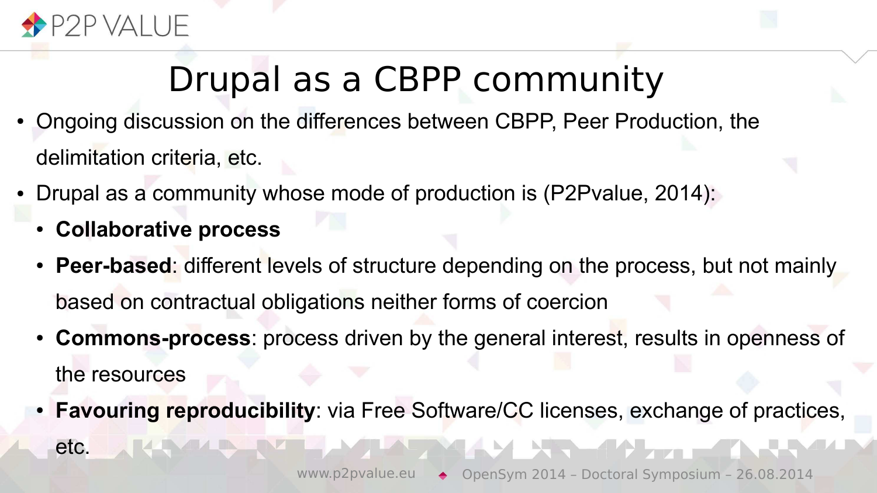# Drupal as a CBPP community

- Ongoing discussion on the differences between CBPP, Peer Production, the delimitation criteria, etc.
- Drupal as a community whose mode of production is (P2Pvalue, 2014):
  - **Collaborative process**
  - **Peer-based**: different levels of structure depending on the process, but not mainly based on contractual obligations neither forms of coercion
  - **Commons-process**: process driven by the general interest, results in openness of the resources
  - **Favouring reproducibility**: via Free Software/CC licenses, exchange of practices, etc.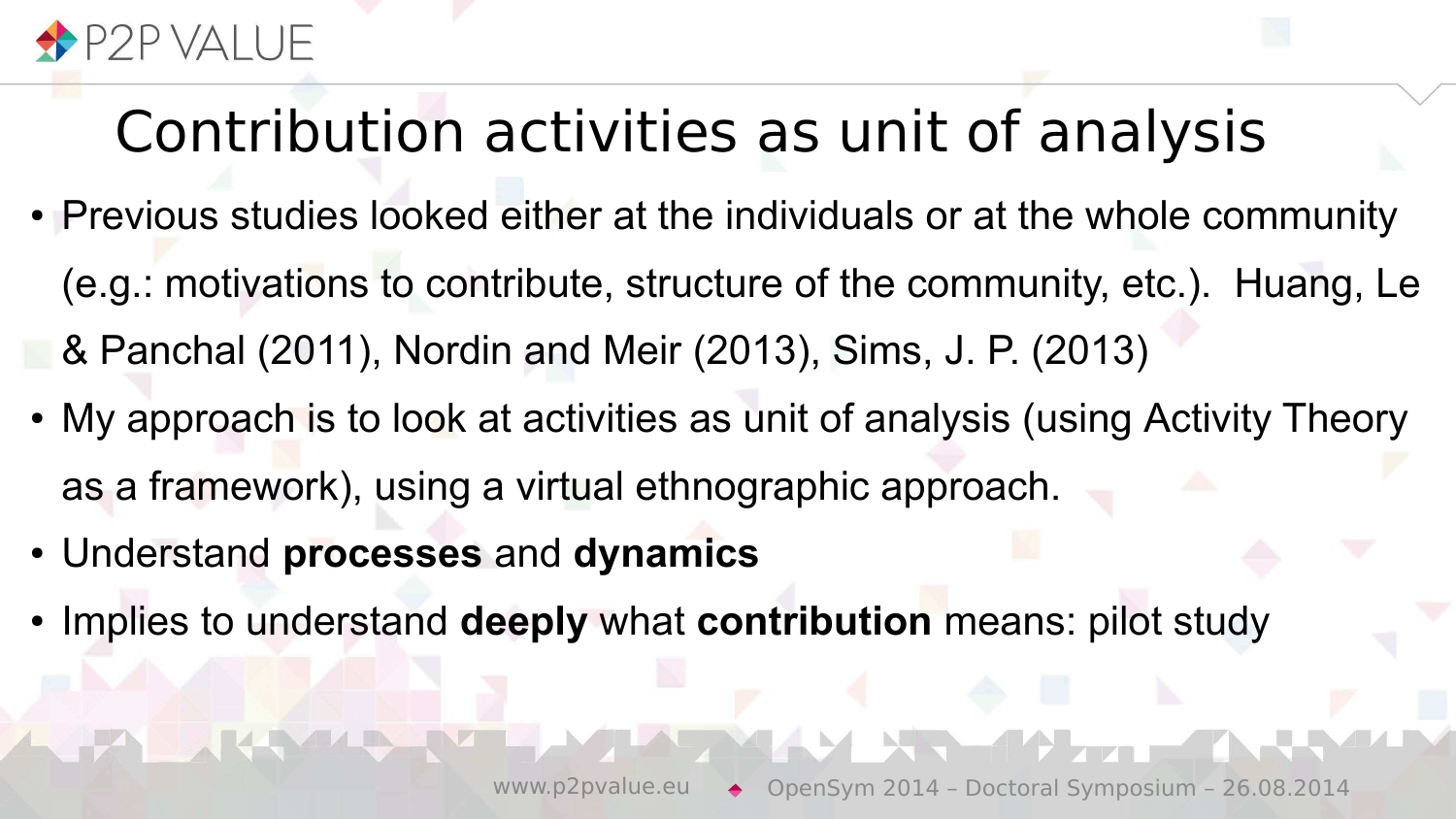# Contribution activities as unit of analysis

- Previous studies looked either at the individuals or at the whole community (e.g.: motivations to contribute, structure of the community, etc.). Huang, Le & Panchal (2011), Nordin and Meir (2013), Sims, J. P. (2013)
- My approach is to look at activities as unit of analysis (using Activity Theory as a framework), using a virtual ethnographic approach.
- Understand **processes** and **dynamics**
- Implies to understand **deeply** what **contribution** means: pilot study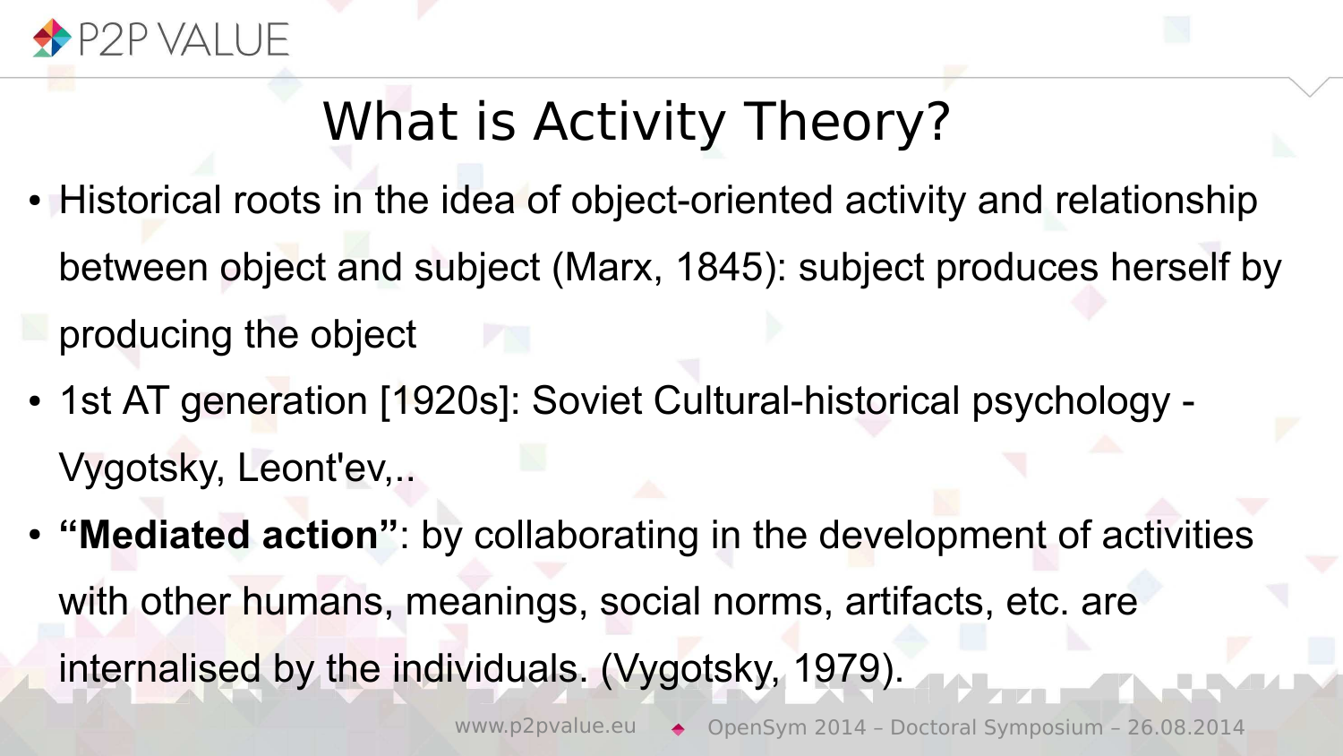# What is Activity Theory?

- Historical roots in the idea of object-oriented activity and relationship between object and subject (Marx, 1845): subject produces herself by producing the object
- 1st AT generation [1920s]: Soviet Cultural-historical psychology - Vygotsky, Leont'ev,..
- **"Mediated action"**: by collaborating in the development of activities with other humans, meanings, social norms, artifacts, etc. are internalised by the individuals. (Vygotsky, 1979).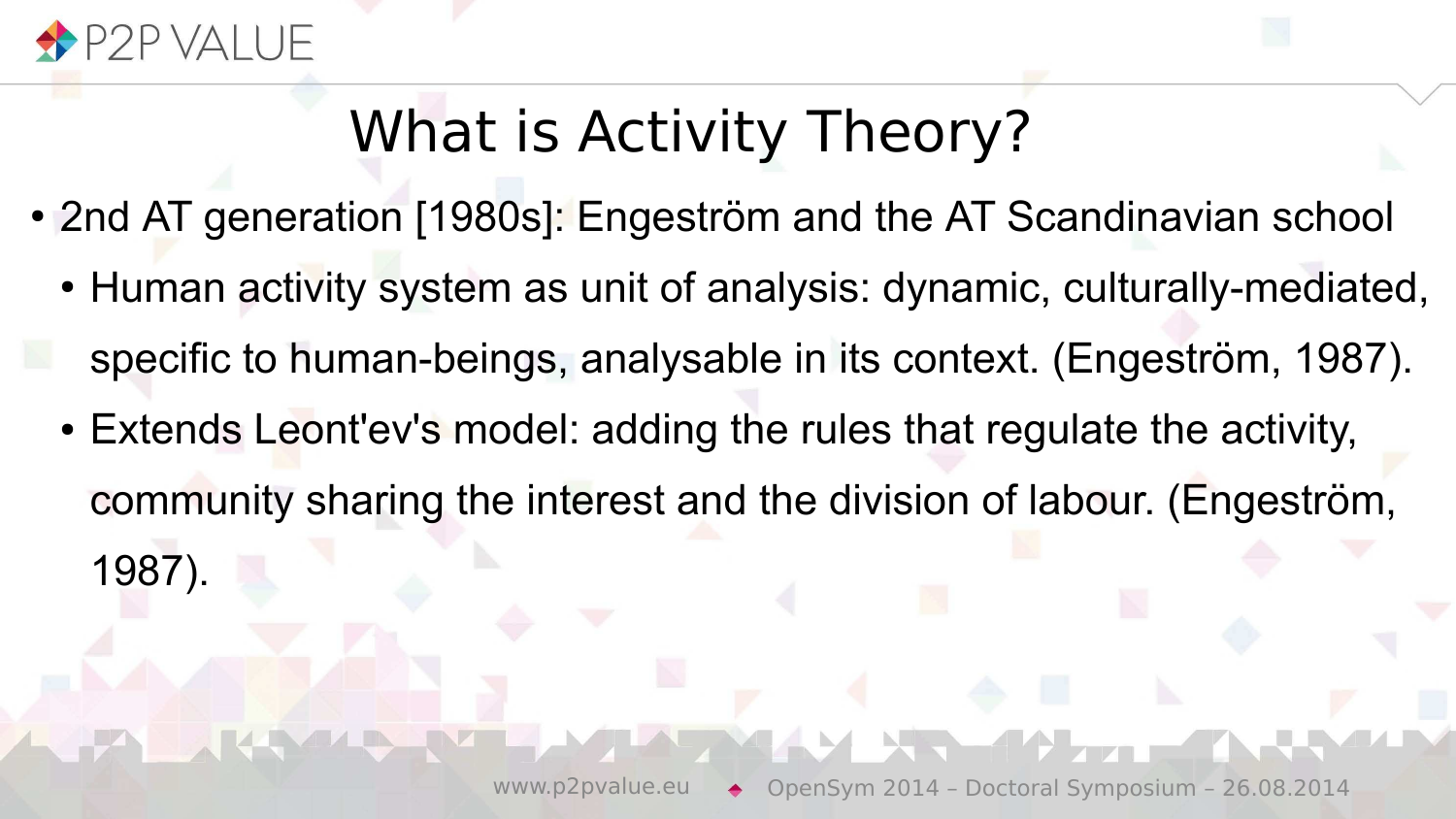# What is Activity Theory?

- 2nd AT generation [1980s]: Engeström and the AT Scandinavian school
  - Human activity system as unit of analysis: dynamic, culturally-mediated, specific to human-beings, analysable in its context. (Engeström, 1987).
  - Extends Leont'ev's model: adding the rules that regulate the activity, community sharing the interest and the division of labour. (Engeström, 1987).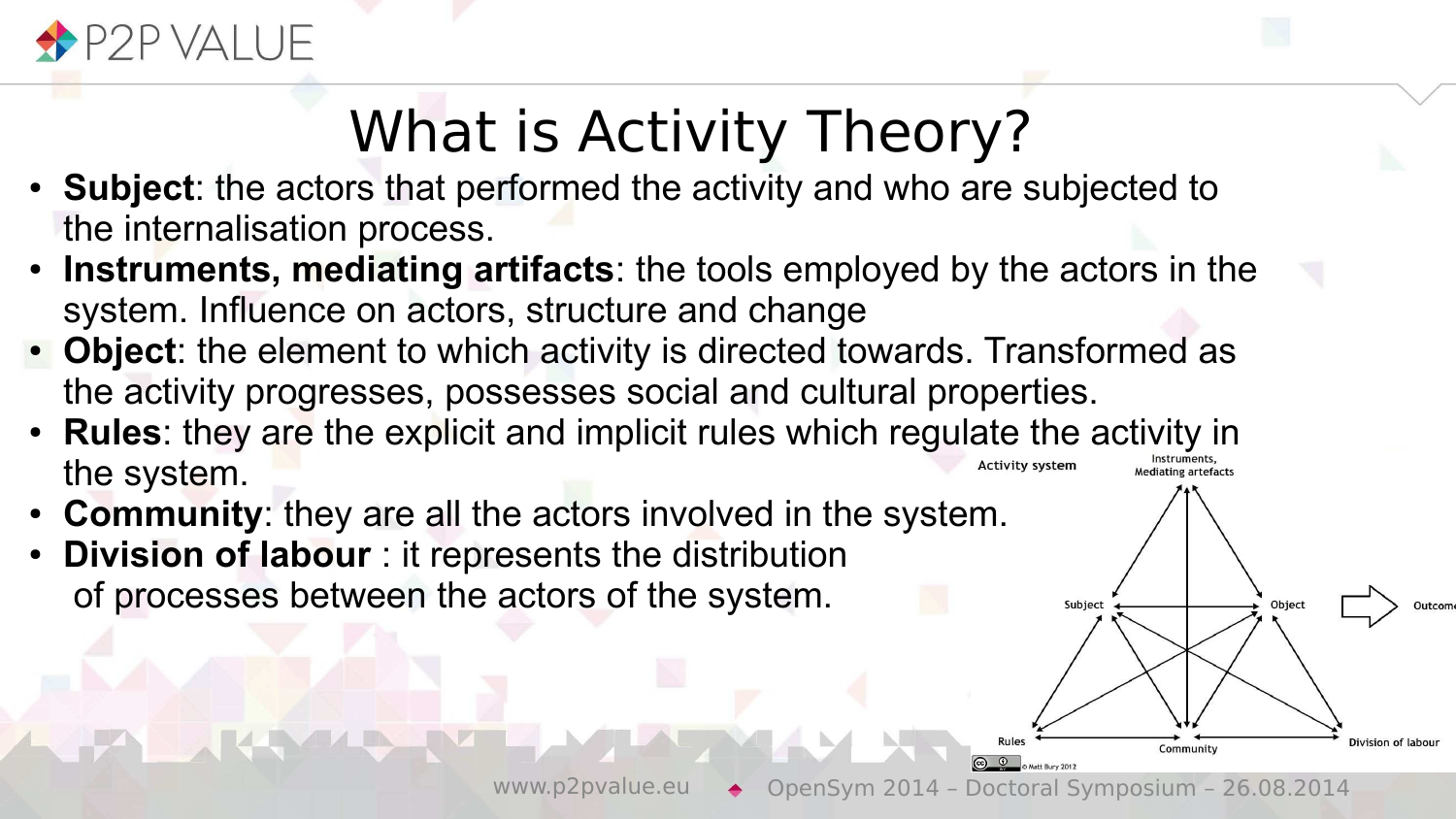# What is Activity Theory?

- **Subject**: the actors that performed the activity and who are subjected to the internalisation process.
- **Instruments, mediating artifacts**: the tools employed by the actors in the system. Influence on actors, structure and change
- **Object**: the element to which activity is directed towards. Transformed as the activity progresses, possesses social and cultural properties.
- **Rules**: they are the explicit and implicit rules which regulate the activity in the system.
- **Community**: they are all the actors involved in the system.
- **Division of labour** : it represents the distribution of processes between the actors of the system.

Activity system

Instruments, Mediating artefacts

Subject

Object

Outcome

Rules

Community

Division of labour

© Matt Bury 2012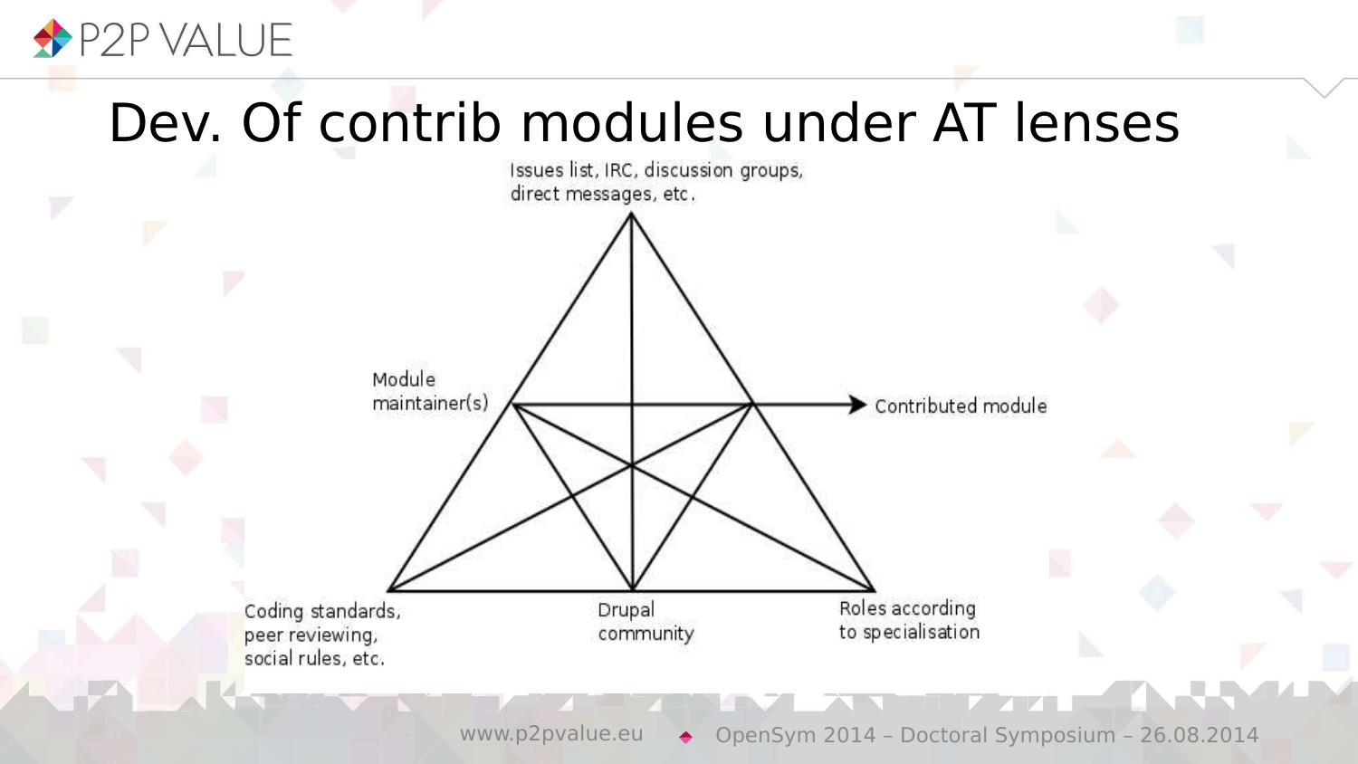# Dev. Of contrib modules under AT lenses

Issues list, IRC, discussion groups, direct messages, etc.

Module maintainer(s)

Contributed module

Coding standards, peer reviewing, social rules, etc.

Drupal community

Roles according to specialisation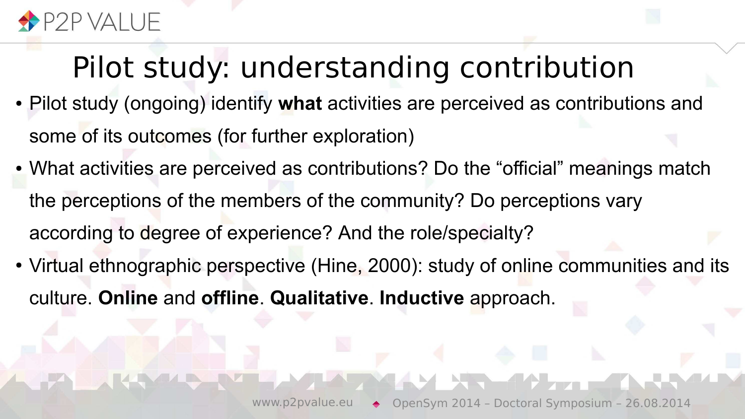# Pilot study: understanding contribution

- Pilot study (ongoing) identify **what** activities are perceived as contributions and some of its outcomes (for further exploration)
- What activities are perceived as contributions? Do the "official" meanings match the perceptions of the members of the community? Do perceptions vary according to degree of experience? And the role/specialty?
- Virtual ethnographic perspective (Hine, 2000): study of online communities and its culture. **Online** and **offline**. **Qualitative**. **Inductive** approach.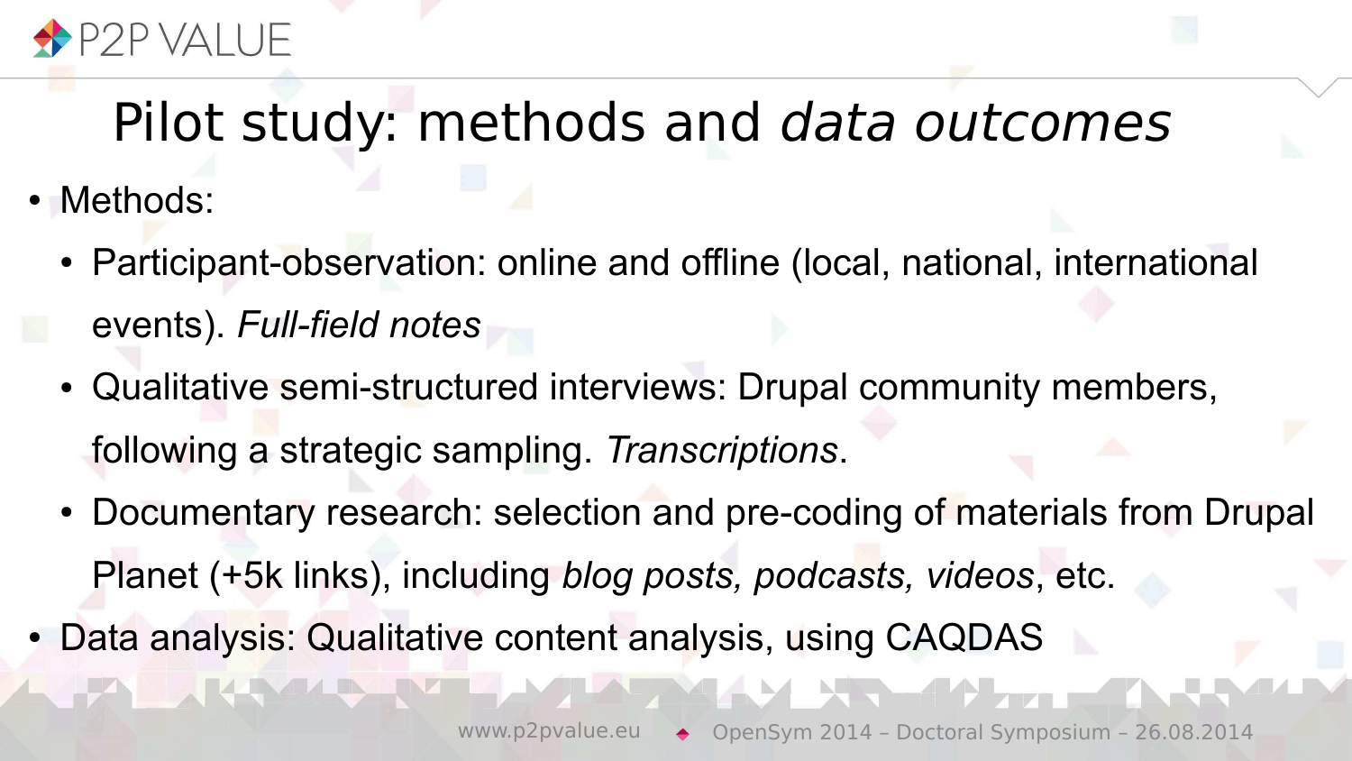# Pilot study: methods and *data outcomes*

- Methods:
  - Participant-observation: online and offline (local, national, international events). *Full-field notes*
  - Qualitative semi-structured interviews: Drupal community members, following a strategic sampling. *Transcriptions*.
  - Documentary research: selection and pre-coding of materials from Drupal Planet (+5k links), including *blog posts, podcasts, videos*, etc.
- Data analysis: Qualitative content analysis, using CAQDAS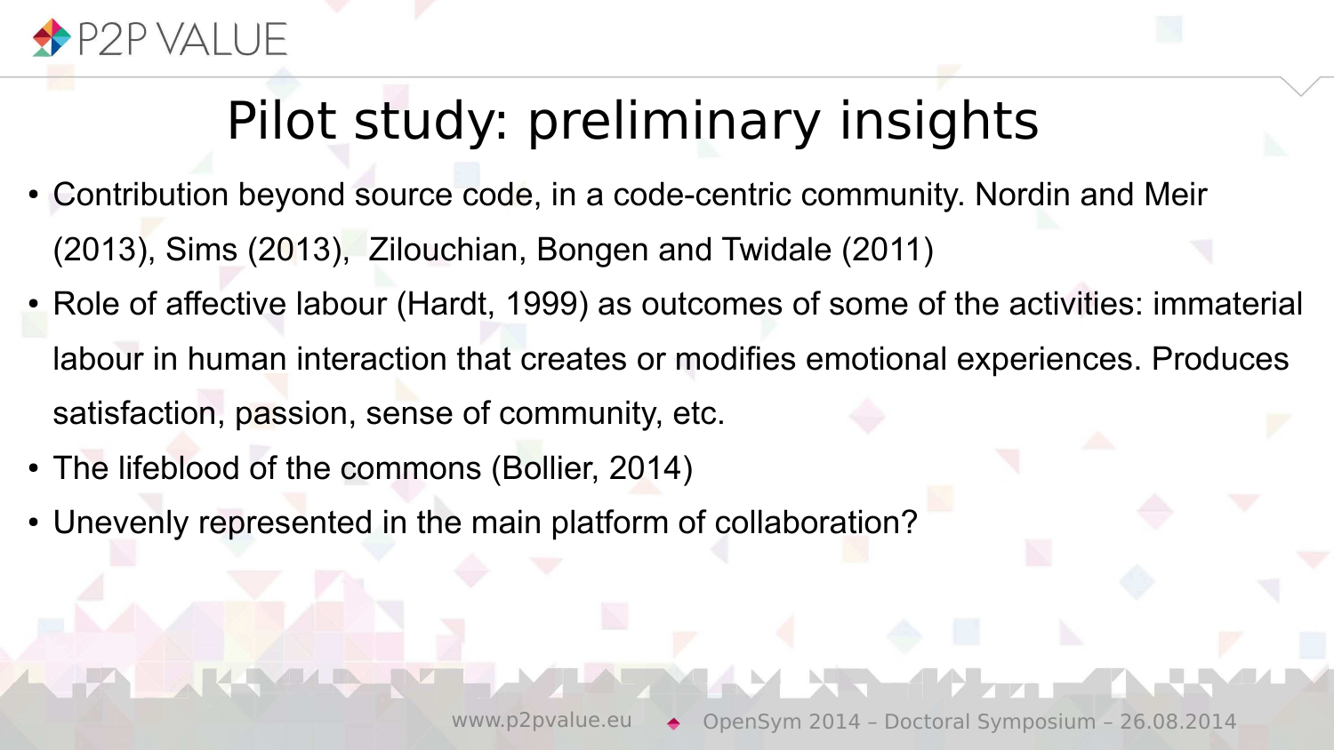# Pilot study: preliminary insights

- Contribution beyond source code, in a code-centric community. Nordin and Meir (2013), Sims (2013), Zilouchian, Bongen and Twidale (2011)
- Role of affective labour (Hardt, 1999) as outcomes of some of the activities: immaterial labour in human interaction that creates or modifies emotional experiences. Produces satisfaction, passion, sense of community, etc.
- The lifeblood of the commons (Bollier, 2014)
- Unevenly represented in the main platform of collaboration?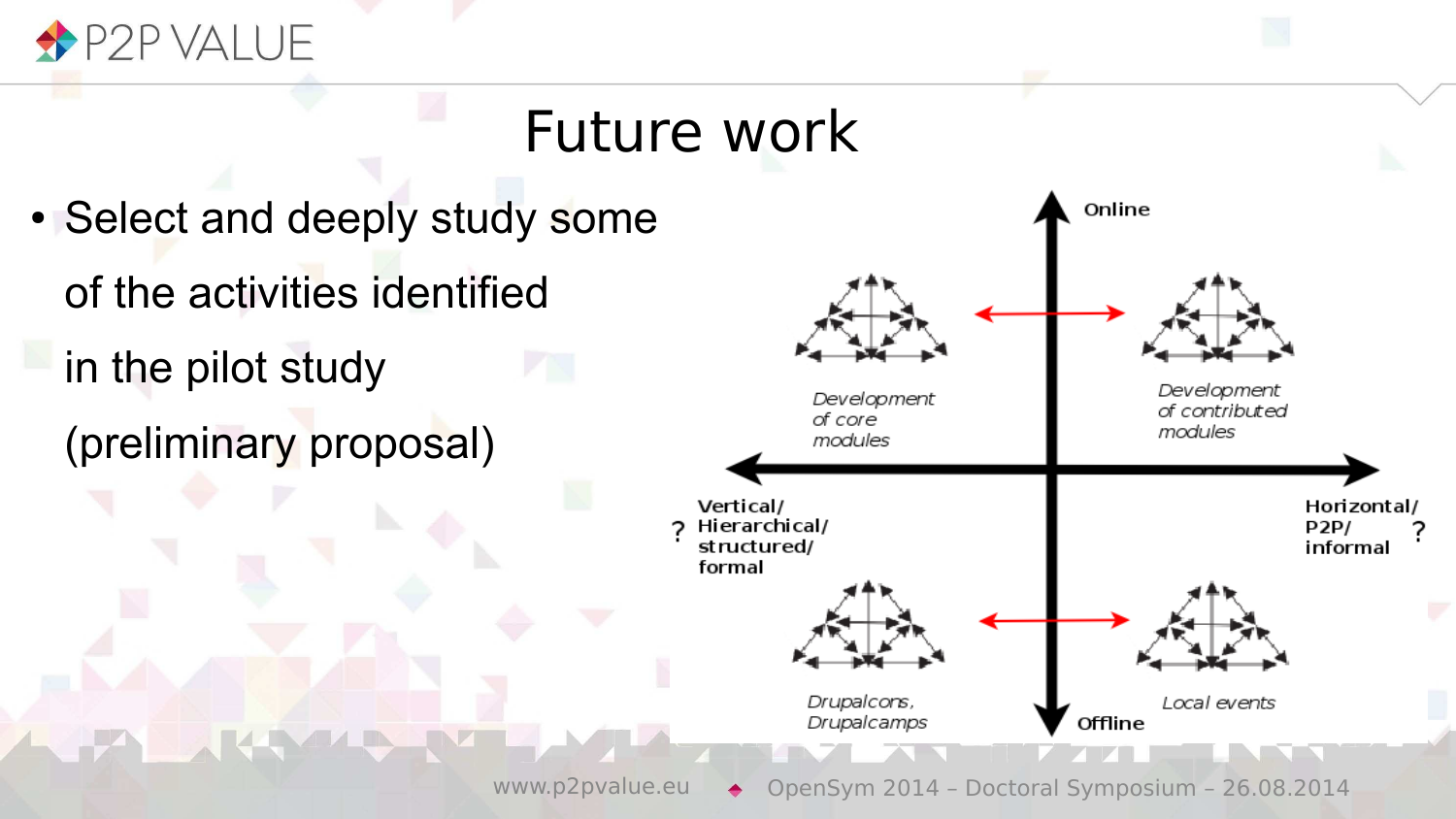# Future work

- Select and deeply study some of the activities identified in the pilot study (preliminary proposal)

Online

Development of core modules

Development of contributed modules

? Vertical/ Hierarchical/ structured/ formal

Horizontal/ P2P/ informal ?

Drupalcons, Drupalcamps

Local events

Offline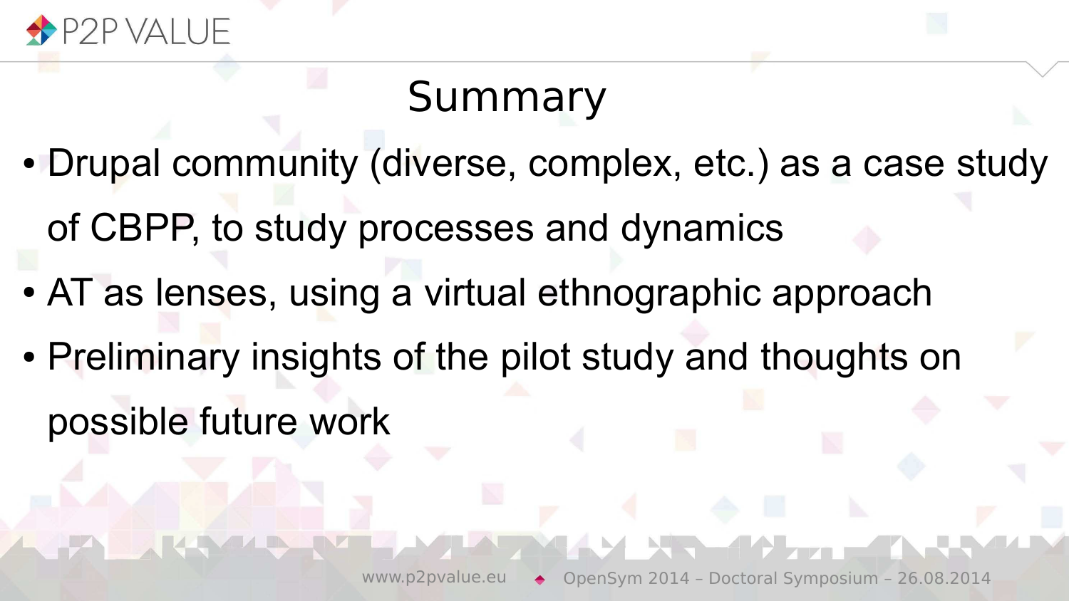# Summary

- Drupal community (diverse, complex, etc.) as a case study of CBPP, to study processes and dynamics
- AT as lenses, using a virtual ethnographic approach
- Preliminary insights of the pilot study and thoughts on possible future work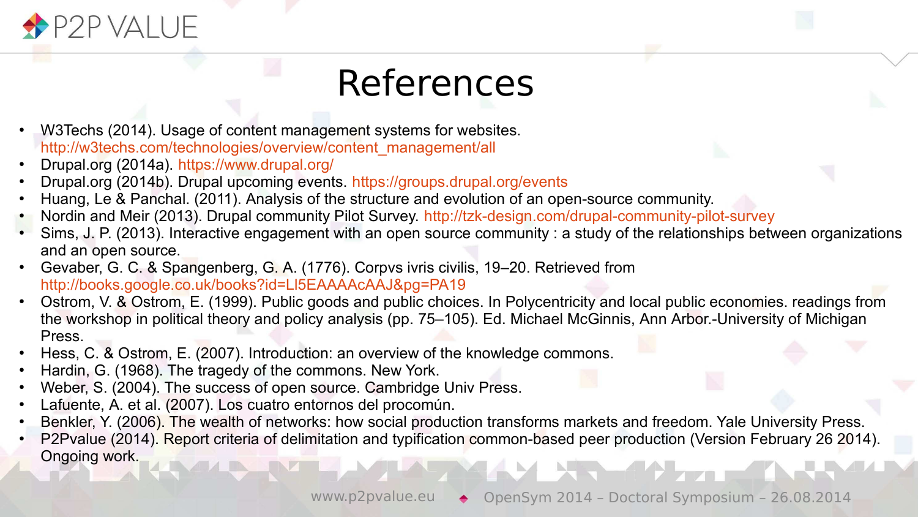# References

- W3Techs (2014). Usage of content management systems for websites. http://w3techs.com/technologies/overview/content_management/all
- Drupal.org (2014a). https://www.drupal.org/
- Drupal.org (2014b). Drupal upcoming events. https://groups.drupal.org/events
- Huang, Le & Panchal. (2011). Analysis of the structure and evolution of an open-source community.
- Nordin and Meir (2013). Drupal community Pilot Survey. http://tzk-design.com/drupal-community-pilot-survey
- Sims, J. P. (2013). Interactive engagement with an open source community : a study of the relationships between organizations and an open source.
- Gevaber, G. C. & Spangenberg, G. A. (1776). Corpvs ivris civilis, 19–20. Retrieved from http://books.google.co.uk/books?id=LI5EAAAAcAAJ&pg=PA19
- Ostrom, V. & Ostrom, E. (1999). Public goods and public choices. In Polycentricity and local public economies. readings from the workshop in political theory and policy analysis (pp. 75–105). Ed. Michael McGinnis, Ann Arbor.-University of Michigan Press.
- Hess, C. & Ostrom, E. (2007). Introduction: an overview of the knowledge commons.
- Hardin, G. (1968). The tragedy of the commons. New York.
- Weber, S. (2004). The success of open source. Cambridge Univ Press.
- Lafuente, A. et al. (2007). Los cuatro entornos del procomún.
- Benkler, Y. (2006). The wealth of networks: how social production transforms markets and freedom. Yale University Press.
- P2Pvalue (2014). Report criteria of delimitation and typification common-based peer production (Version February 26 2014). Ongoing work.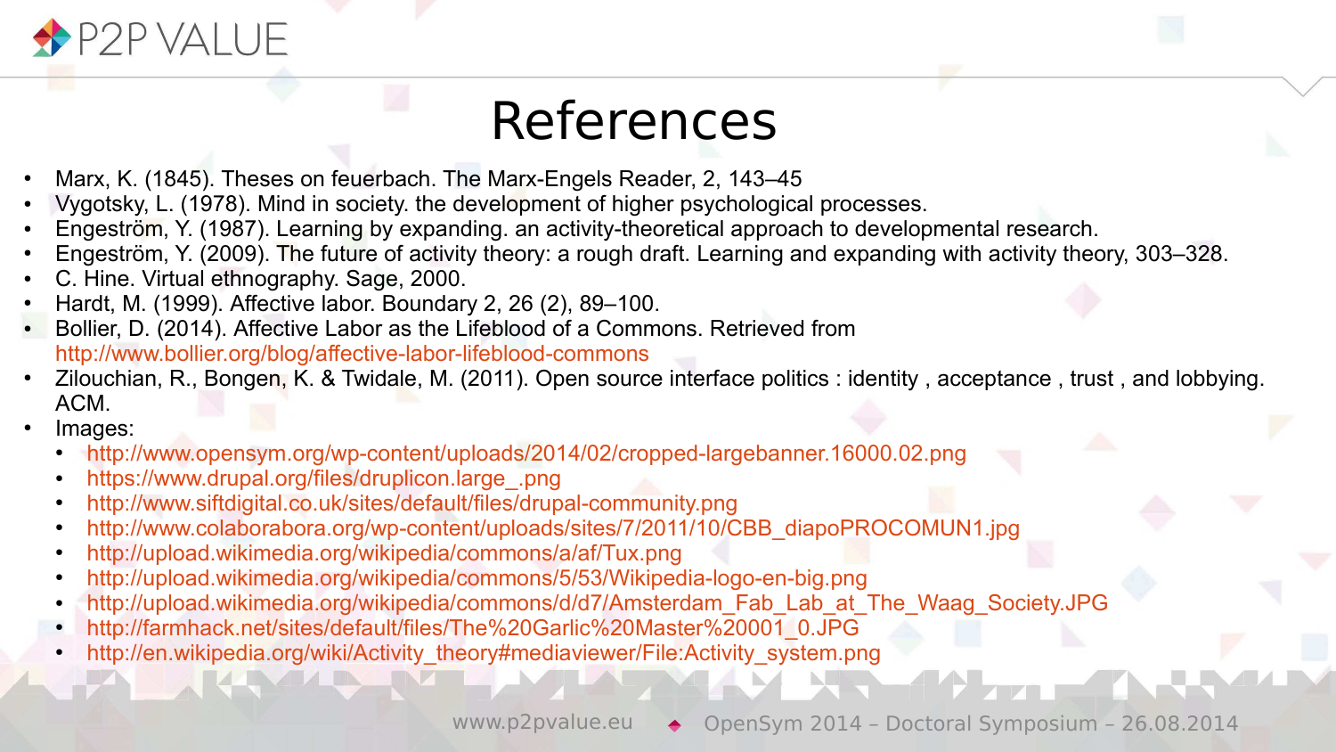# References

- Marx, K. (1845). Theses on feuerbach. The Marx-Engels Reader, 2, 143–45
- Vygotsky, L. (1978). Mind in society. the development of higher psychological processes.
- Engeström, Y. (1987). Learning by expanding. an activity-theoretical approach to developmental research.
- Engeström, Y. (2009). The future of activity theory: a rough draft. Learning and expanding with activity theory, 303–328.
- C. Hine. Virtual ethnography. Sage, 2000.
- Hardt, M. (1999). Affective labor. Boundary 2, 26 (2), 89–100.
- Bollier, D. (2014). Affective Labor as the Lifeblood of a Commons. Retrieved from http://www.bollier.org/blog/affective-labor-lifeblood-commons
- Zilouchian, R., Bongen, K. & Twidale, M. (2011). Open source interface politics : identity , acceptance , trust , and lobbying. ACM.
- Images:
  - http://www.opensym.org/wp-content/uploads/2014/02/cropped-largebanner.16000.02.png
  - https://www.drupal.org/files/druplicon.large_.png
  - http://www.siftdigital.co.uk/sites/default/files/drupal-community.png
  - http://www.colaborabora.org/wp-content/uploads/sites/7/2011/10/CBB_diapoPROCOMUN1.jpg
  - http://upload.wikimedia.org/wikipedia/commons/a/af/Tux.png
  - http://upload.wikimedia.org/wikipedia/commons/5/53/Wikipedia-logo-en-big.png
  - http://upload.wikimedia.org/wikipedia/commons/d/d7/Amsterdam_Fab_Lab_at_The_Waag_Society.JPG
  - http://farmhack.net/sites/default/files/The%20Garlic%20Master%20001_0.JPG
  - http://en.wikipedia.org/wiki/Activity_theory#mediaviewer/File:Activity_system.png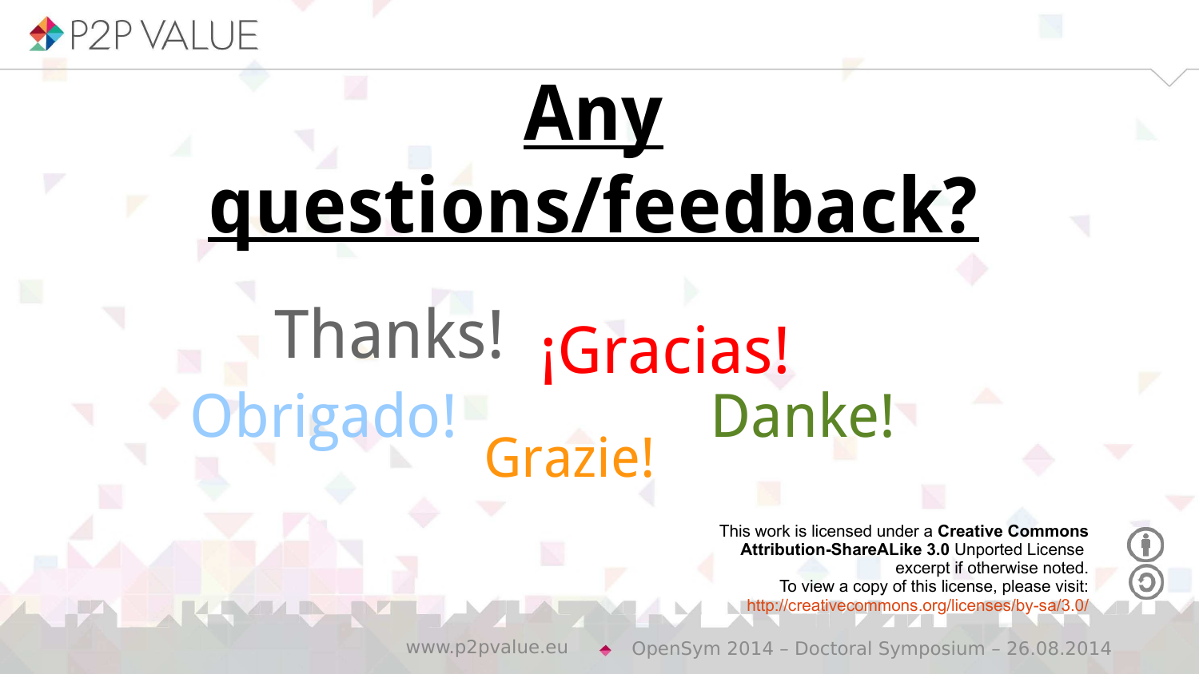# Any questions/feedback?

Thanks! ¡Gracias!

Obrigado! Danke!

Grazie!

This work is licensed under a **Creative Commons Attribution-ShareALike 3.0** Unported License excerpt if otherwise noted.
To view a copy of this license, please visit:
http://creativecommons.org/licenses/by-sa/3.0/